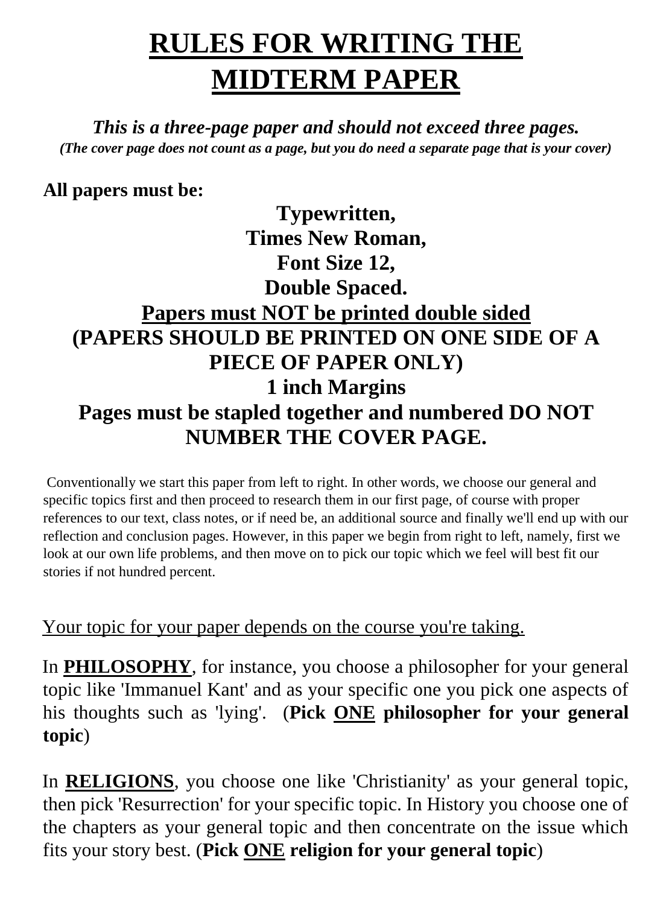# RULES FOR WRITING THE MIDTERM PAPER

***This is a three-page paper and should not exceed three pages.***

***(The cover page does not count as a page, but you do need a separate page that is your cover)***

**All papers must be:**

**Typewritten,**

**Times New Roman,**

**Font Size 12,**

**Double Spaced.**

**Papers must NOT be printed double sided**

**(PAPERS SHOULD BE PRINTED ON ONE SIDE OF A PIECE OF PAPER ONLY)**

**1 inch Margins**

**Pages must be stapled together and numbered DO NOT NUMBER THE COVER PAGE.**

Conventionally we start this paper from left to right. In other words, we choose our general and specific topics first and then proceed to research them in our first page, of course with proper references to our text, class notes, or if need be, an additional source and finally we'll end up with our reflection and conclusion pages. However, in this paper we begin from right to left, namely, first we look at our own life problems, and then move on to pick our topic which we feel will best fit our stories if not hundred percent.

Your topic for your paper depends on the course you're taking.

In **PHILOSOPHY**, for instance, you choose a philosopher for your general topic like 'Immanuel Kant' and as your specific one you pick one aspects of his thoughts such as 'lying'. (**Pick ONE philosopher for your general topic**)

In **RELIGIONS**, you choose one like 'Christianity' as your general topic, then pick 'Resurrection' for your specific topic. In History you choose one of the chapters as your general topic and then concentrate on the issue which fits your story best. (**Pick ONE religion for your general topic**)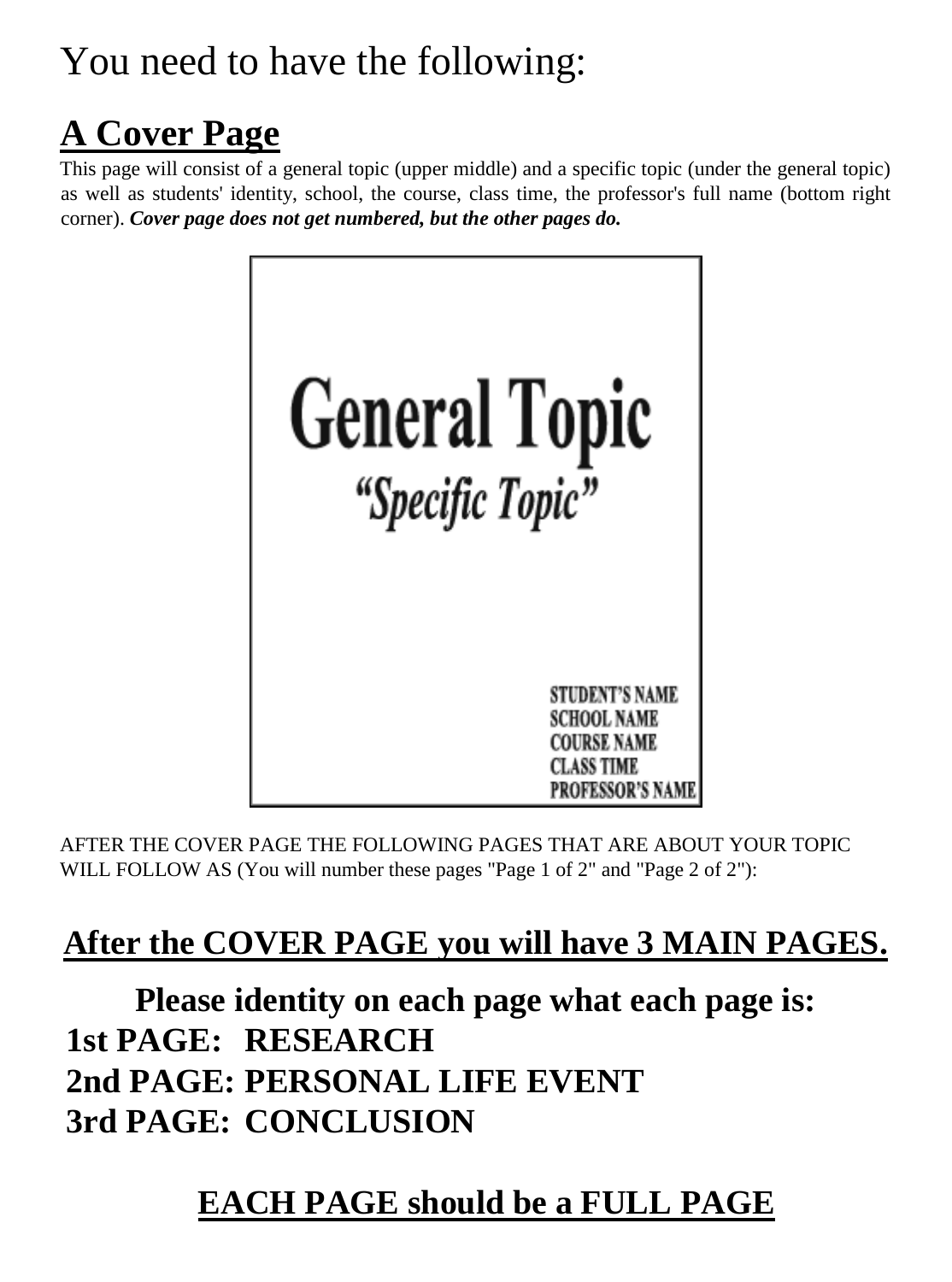# You need to have the following:

## A Cover Page

This page will consist of a general topic (upper middle) and a specific topic (under the general topic) as well as students' identity, school, the course, class time, the professor's full name (bottom right corner). ***Cover page does not get numbered, but the other pages do.***

General Topic

"Specific Topic"

STUDENT'S NAME
SCHOOL NAME
COURSE NAME
CLASS TIME
PROFESSOR'S NAME

AFTER THE COVER PAGE THE FOLLOWING PAGES THAT ARE ABOUT YOUR TOPIC WILL FOLLOW AS (You will number these pages "Page 1 of 2" and "Page 2 of 2"):

## After the COVER PAGE you will have 3 MAIN PAGES.

**Please identity on each page what each page is:**

**1st PAGE: RESEARCH**
**2nd PAGE: PERSONAL LIFE EVENT**
**3rd PAGE: CONCLUSION**

## EACH PAGE should be a FULL PAGE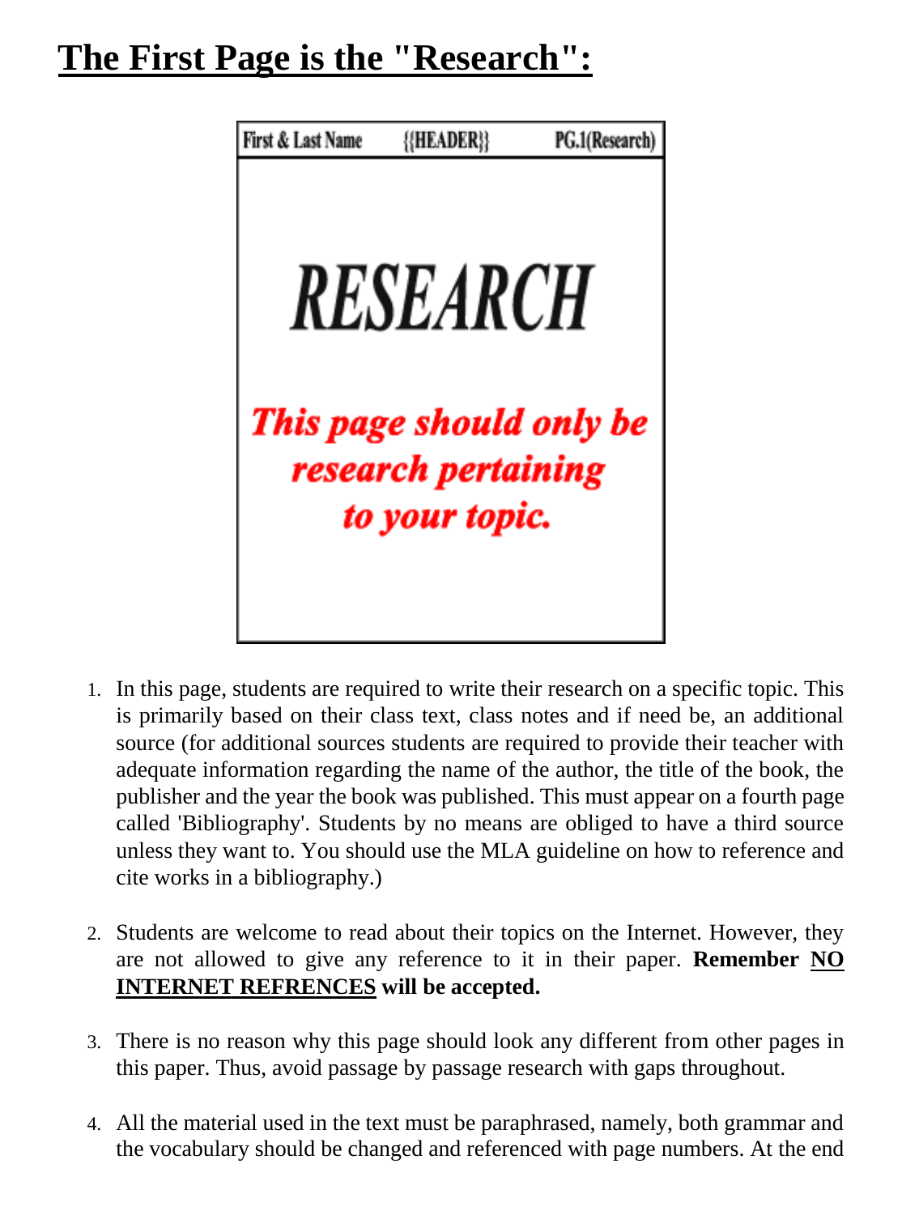# **The First Page is the "Research":**

| First & Last Name | {{HEADER}} | PG.1(Research) |
| --- | --- | --- |

**_RESEARCH_**

***This page should only be research pertaining to your topic.***

1. In this page, students are required to write their research on a specific topic. This is primarily based on their class text, class notes and if need be, an additional source (for additional sources students are required to provide their teacher with adequate information regarding the name of the author, the title of the book, the publisher and the year the book was published. This must appear on a fourth page called 'Bibliography'. Students by no means are obliged to have a third source unless they want to. You should use the MLA guideline on how to reference and cite works in a bibliography.)

2. Students are welcome to read about their topics on the Internet. However, they are not allowed to give any reference to it in their paper. **Remember <u>NO INTERNET REFRENCES</u> will be accepted.**

3. There is no reason why this page should look any different from other pages in this paper. Thus, avoid passage by passage research with gaps throughout.

4. All the material used in the text must be paraphrased, namely, both grammar and the vocabulary should be changed and referenced with page numbers. At the end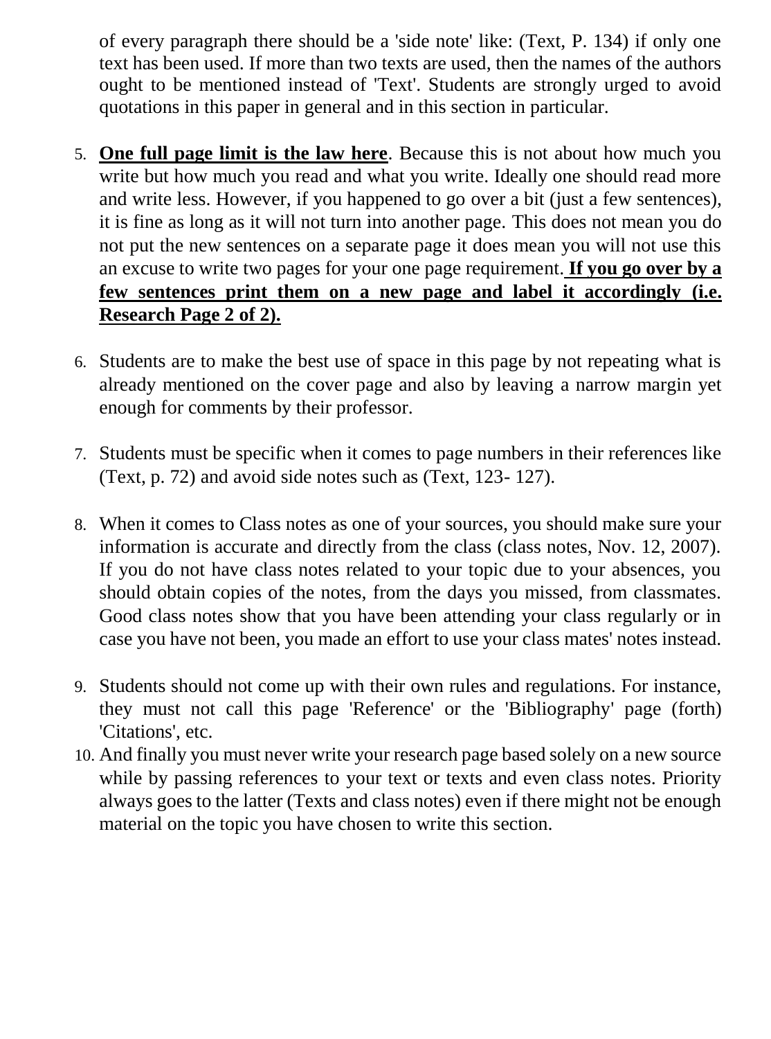of every paragraph there should be a 'side note' like: (Text, P. 134) if only one text has been used. If more than two texts are used, then the names of the authors ought to be mentioned instead of 'Text'. Students are strongly urged to avoid quotations in this paper in general and in this section in particular.

5. **<u>One full page limit is the law here</u>**. Because this is not about how much you write but how much you read and what you write. Ideally one should read more and write less. However, if you happened to go over a bit (just a few sentences), it is fine as long as it will not turn into another page. This does not mean you do not put the new sentences on a separate page it does mean you will not use this an excuse to write two pages for your one page requirement. **<u>If you go over by a few sentences print them on a new page and label it accordingly (i.e. Research Page 2 of 2).</u>**

6. Students are to make the best use of space in this page by not repeating what is already mentioned on the cover page and also by leaving a narrow margin yet enough for comments by their professor.

7. Students must be specific when it comes to page numbers in their references like (Text, p. 72) and avoid side notes such as (Text, 123- 127).

8. When it comes to Class notes as one of your sources, you should make sure your information is accurate and directly from the class (class notes, Nov. 12, 2007). If you do not have class notes related to your topic due to your absences, you should obtain copies of the notes, from the days you missed, from classmates. Good class notes show that you have been attending your class regularly or in case you have not been, you made an effort to use your class mates' notes instead.

9. Students should not come up with their own rules and regulations. For instance, they must not call this page 'Reference' or the 'Bibliography' page (forth) 'Citations', etc.
10. And finally you must never write your research page based solely on a new source while by passing references to your text or texts and even class notes. Priority always goes to the latter (Texts and class notes) even if there might not be enough material on the topic you have chosen to write this section.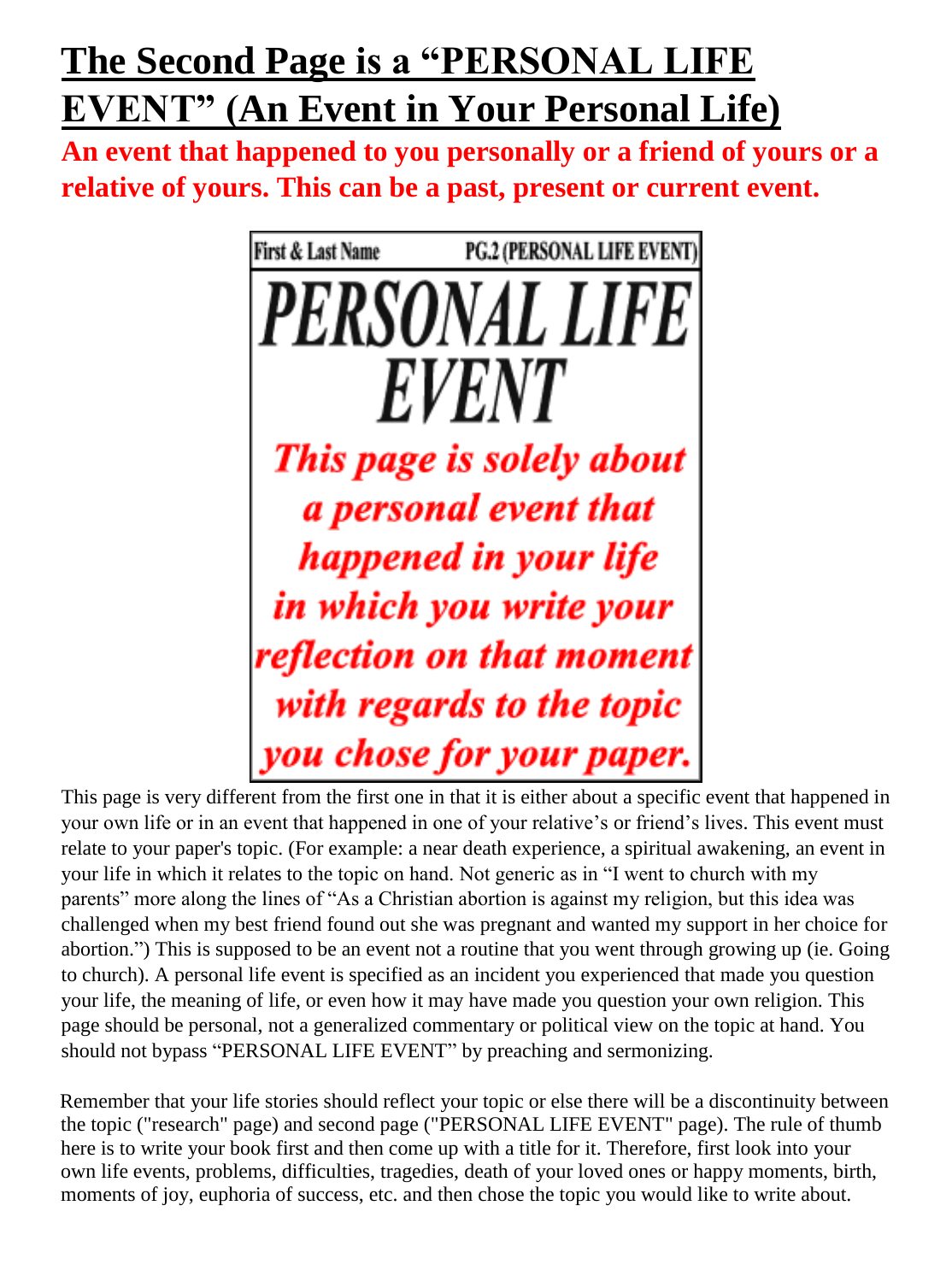# The Second Page is a "PERSONAL LIFE EVENT" (An Event in Your Personal Life)

**An event that happened to you personally or a friend of yours or a relative of yours. This can be a past, present or current event.**

First & Last Name PG.2 (PERSONAL LIFE EVENT)

# *PERSONAL LIFE EVENT*

***This page is solely about a personal event that happened in your life in which you write your reflection on that moment with regards to the topic you chose for your paper.***

This page is very different from the first one in that it is either about a specific event that happened in your own life or in an event that happened in one of your relative's or friend's lives. This event must relate to your paper's topic. (For example: a near death experience, a spiritual awakening, an event in your life in which it relates to the topic on hand. Not generic as in "I went to church with my parents" more along the lines of "As a Christian abortion is against my religion, but this idea was challenged when my best friend found out she was pregnant and wanted my support in her choice for abortion.") This is supposed to be an event not a routine that you went through growing up (ie. Going to church). A personal life event is specified as an incident you experienced that made you question your life, the meaning of life, or even how it may have made you question your own religion. This page should be personal, not a generalized commentary or political view on the topic at hand. You should not bypass "PERSONAL LIFE EVENT" by preaching and sermonizing.

Remember that your life stories should reflect your topic or else there will be a discontinuity between the topic ("research" page) and second page ("PERSONAL LIFE EVENT" page). The rule of thumb here is to write your book first and then come up with a title for it. Therefore, first look into your own life events, problems, difficulties, tragedies, death of your loved ones or happy moments, birth, moments of joy, euphoria of success, etc. and then chose the topic you would like to write about.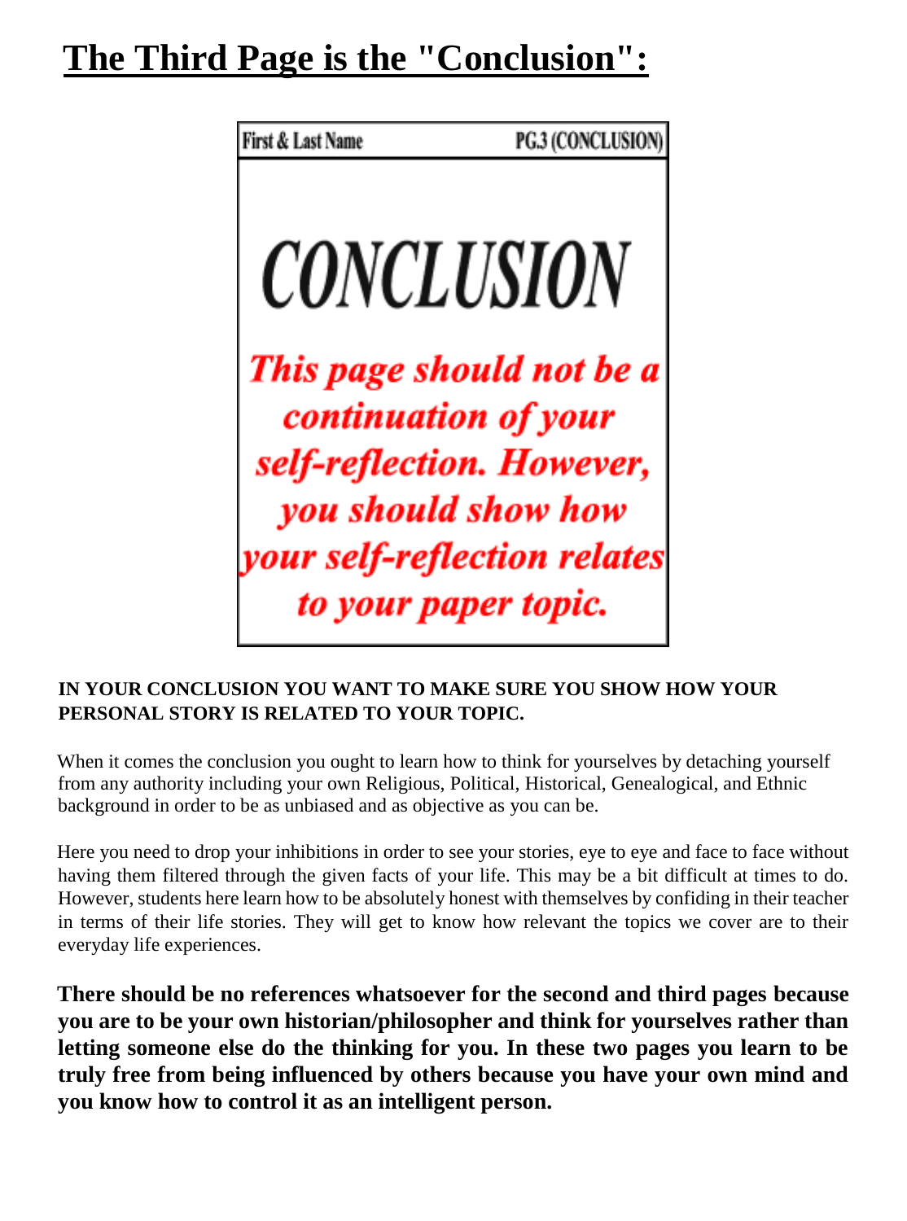# The Third Page is the "Conclusion":

First & Last Name PG.3 (CONCLUSION)

## CONCLUSION

***This page should not be a continuation of your self-reflection. However, you should show how your self-reflection relates to your paper topic.***

**IN YOUR CONCLUSION YOU WANT TO MAKE SURE YOU SHOW HOW YOUR PERSONAL STORY IS RELATED TO YOUR TOPIC.**

When it comes the conclusion you ought to learn how to think for yourselves by detaching yourself from any authority including your own Religious, Political, Historical, Genealogical, and Ethnic background in order to be as unbiased and as objective as you can be.

Here you need to drop your inhibitions in order to see your stories, eye to eye and face to face without having them filtered through the given facts of your life. This may be a bit difficult at times to do. However, students here learn how to be absolutely honest with themselves by confiding in their teacher in terms of their life stories. They will get to know how relevant the topics we cover are to their everyday life experiences.

**There should be no references whatsoever for the second and third pages because you are to be your own historian/philosopher and think for yourselves rather than letting someone else do the thinking for you. In these two pages you learn to be truly free from being influenced by others because you have your own mind and you know how to control it as an intelligent person.**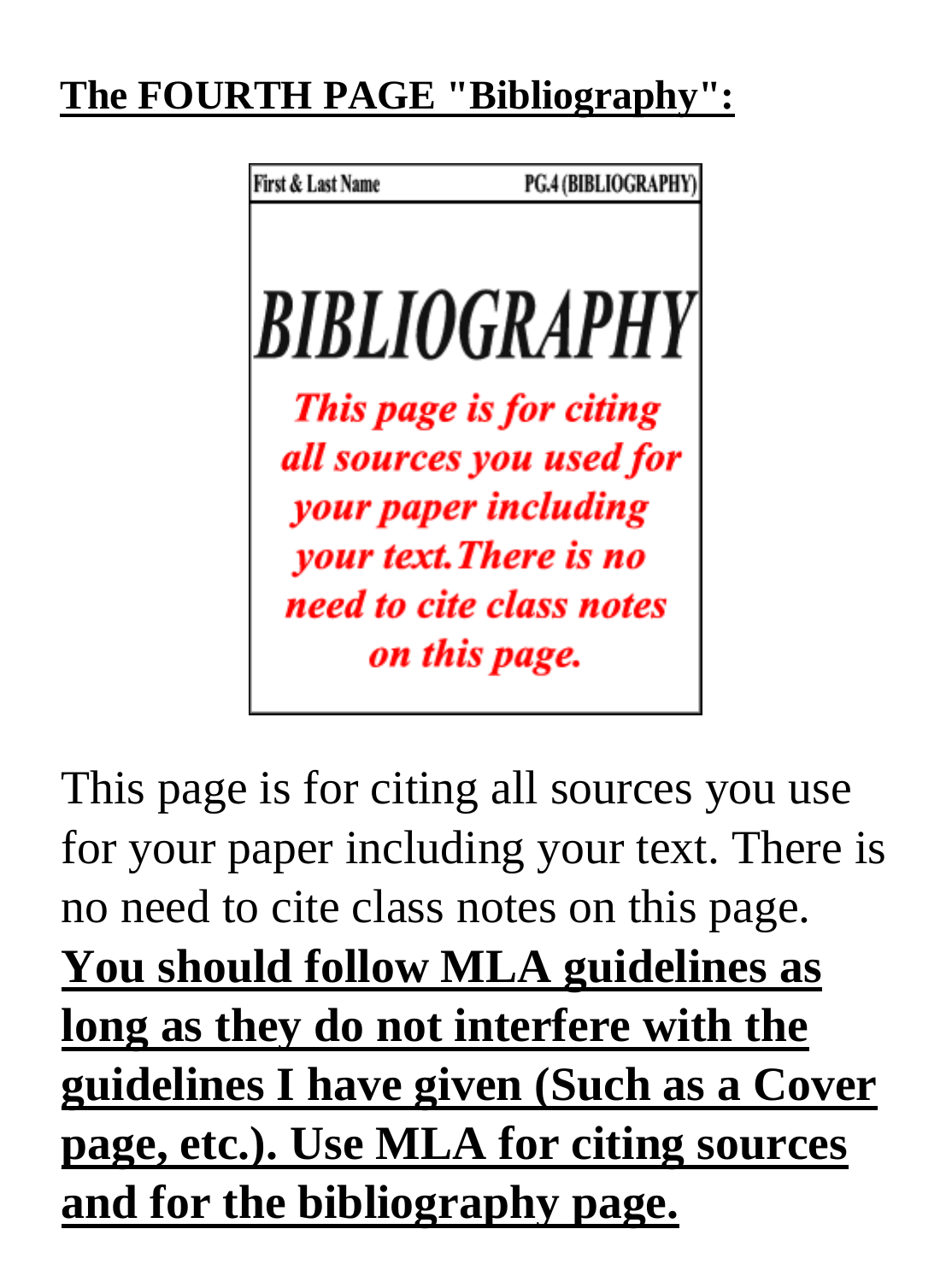**The FOURTH PAGE "Bibliography":**

First & Last Name PG.4 (BIBLIOGRAPHY)

*BIBLIOGRAPHY*

***This page is for citing all sources you used for your paper including your text.There is no need to cite class notes on this page.***

This page is for citing all sources you use for your paper including your text. There is no need to cite class notes on this page. **You should follow MLA guidelines as long as they do not interfere with the guidelines I have given (Such as a Cover page, etc.). Use MLA for citing sources and for the bibliography page.**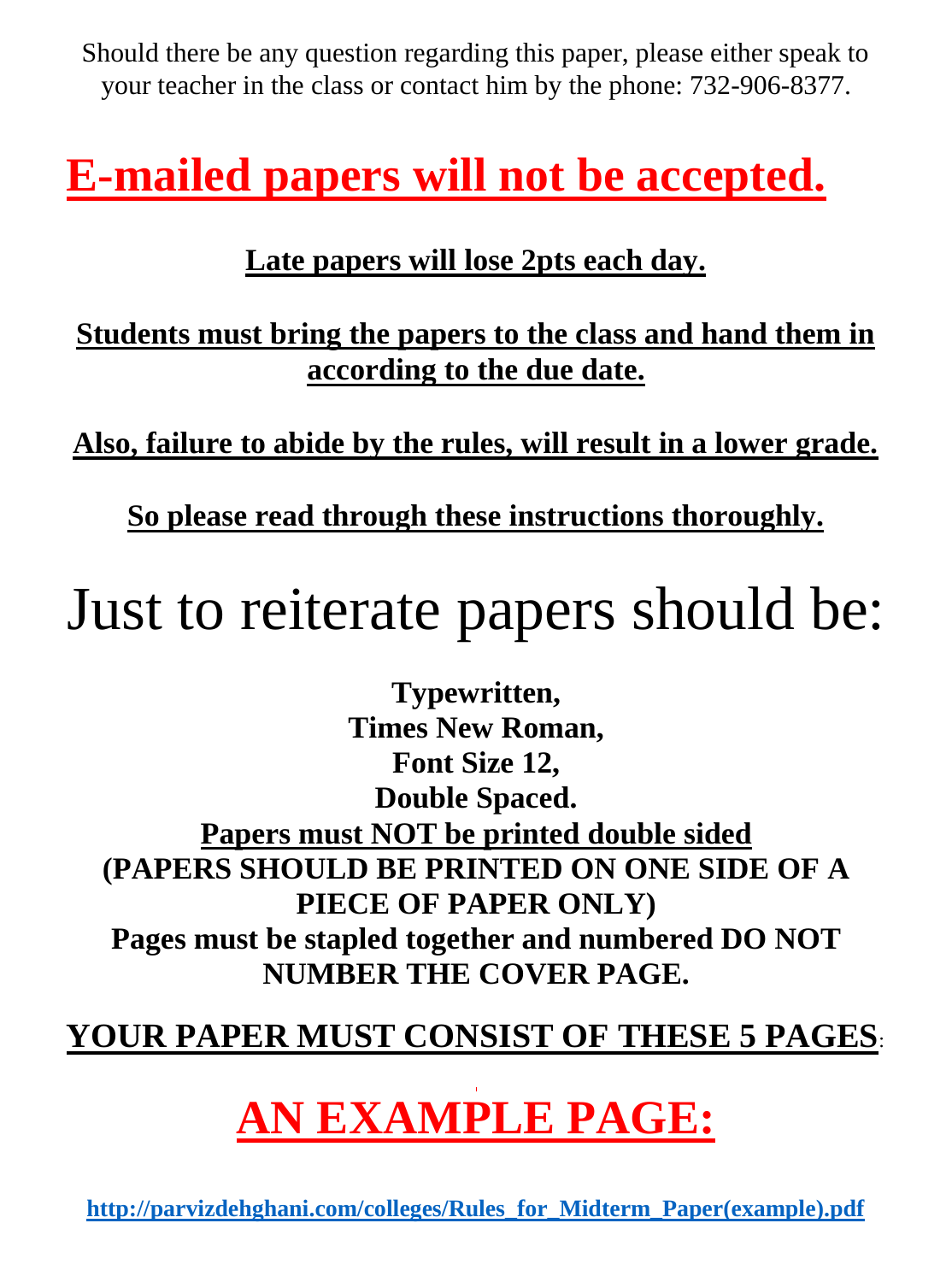Should there be any question regarding this paper, please either speak to your teacher in the class or contact him by the phone: 732-906-8377.

# E-mailed papers will not be accepted.

**Late papers will lose 2pts each day.**

**Students must bring the papers to the class and hand them in according to the due date.**

**Also, failure to abide by the rules, will result in a lower grade.**

**So please read through these instructions thoroughly.**

# Just to reiterate papers should be:

**Typewritten,**
**Times New Roman,**
**Font Size 12,**
**Double Spaced.**
**Papers must NOT be printed double sided**
**(PAPERS SHOULD BE PRINTED ON ONE SIDE OF A PIECE OF PAPER ONLY)**
**Pages must be stapled together and numbered DO NOT NUMBER THE COVER PAGE.**

**YOUR PAPER MUST CONSIST OF THESE 5 PAGES:**

# AN EXAMPLE PAGE:

**http://parvizdehghani.com/colleges/Rules_for_Midterm_Paper(example).pdf**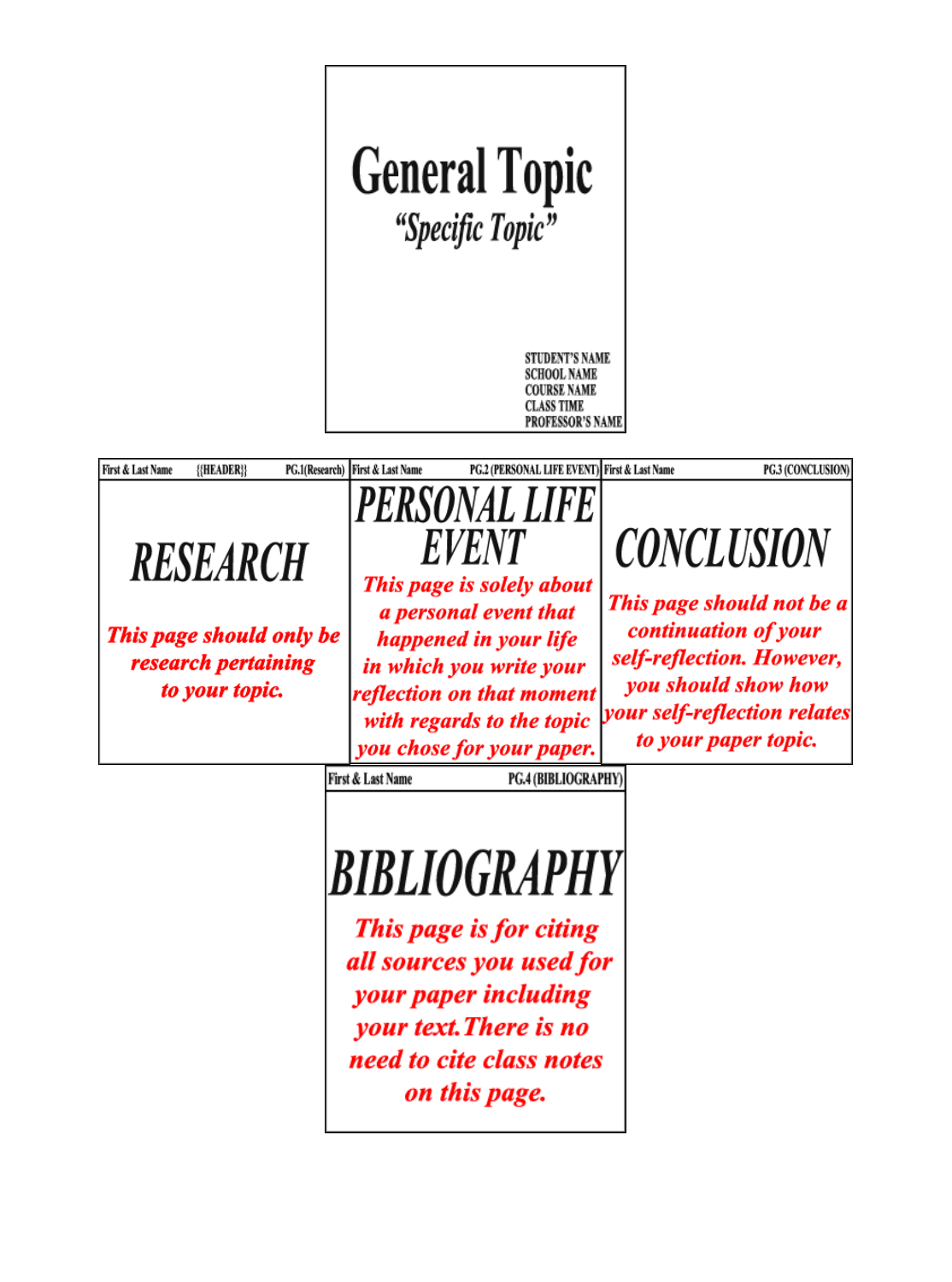# General Topic

## "Specific Topic"

STUDENT'S NAME
SCHOOL NAME
COURSE NAME
CLASS TIME
PROFESSOR'S NAME

---

First & Last Name {{HEADER}} PG.1(Research)

## RESEARCH

***This page should only be research pertaining to your topic.***

---

First & Last Name PG.2 (PERSONAL LIFE EVENT)

## PERSONAL LIFE EVENT

***This page is solely about a personal event that happened in your life in which you write your reflection on that moment with regards to the topic you chose for your paper.***

---

First & Last Name PG.3 (CONCLUSION)

## CONCLUSION

***This page should not be a continuation of your self-reflection. However, you should show how your self-reflection relates to your paper topic.***

---

First & Last Name PG.4 (BIBLIOGRAPHY)

## BIBLIOGRAPHY

***This page is for citing all sources you used for your paper including your text. There is no need to cite class notes on this page.***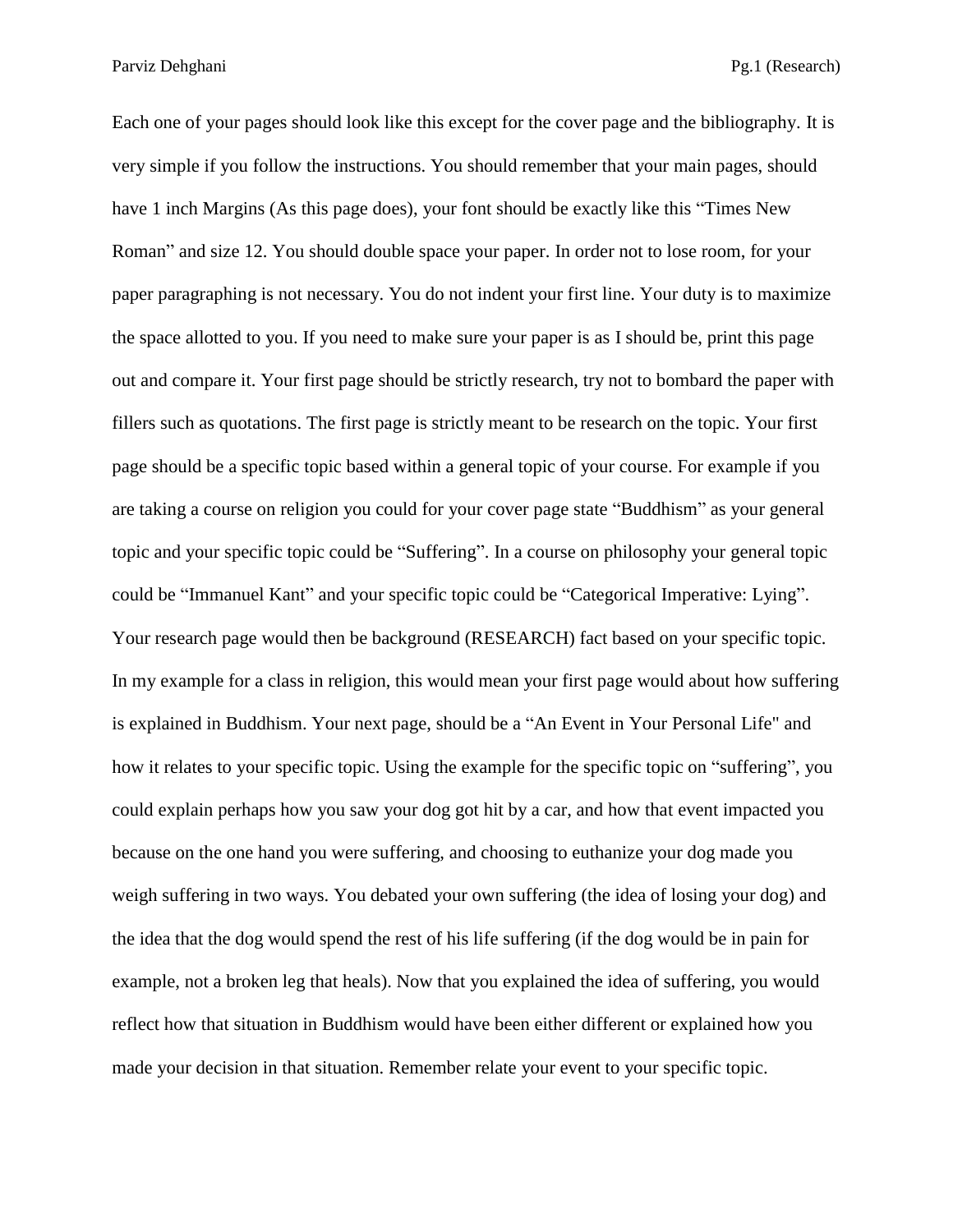Each one of your pages should look like this except for the cover page and the bibliography. It is very simple if you follow the instructions. You should remember that your main pages, should have 1 inch Margins (As this page does), your font should be exactly like this "Times New Roman" and size 12. You should double space your paper. In order not to lose room, for your paper paragraphing is not necessary. You do not indent your first line. Your duty is to maximize the space allotted to you. If you need to make sure your paper is as I should be, print this page out and compare it. Your first page should be strictly research, try not to bombard the paper with fillers such as quotations. The first page is strictly meant to be research on the topic. Your first page should be a specific topic based within a general topic of your course. For example if you are taking a course on religion you could for your cover page state "Buddhism" as your general topic and your specific topic could be "Suffering". In a course on philosophy your general topic could be "Immanuel Kant" and your specific topic could be "Categorical Imperative: Lying". Your research page would then be background (RESEARCH) fact based on your specific topic. In my example for a class in religion, this would mean your first page would about how suffering is explained in Buddhism. Your next page, should be a "An Event in Your Personal Life" and how it relates to your specific topic. Using the example for the specific topic on "suffering", you could explain perhaps how you saw your dog got hit by a car, and how that event impacted you because on the one hand you were suffering, and choosing to euthanize your dog made you weigh suffering in two ways. You debated your own suffering (the idea of losing your dog) and the idea that the dog would spend the rest of his life suffering (if the dog would be in pain for example, not a broken leg that heals). Now that you explained the idea of suffering, you would reflect how that situation in Buddhism would have been either different or explained how you made your decision in that situation. Remember relate your event to your specific topic.